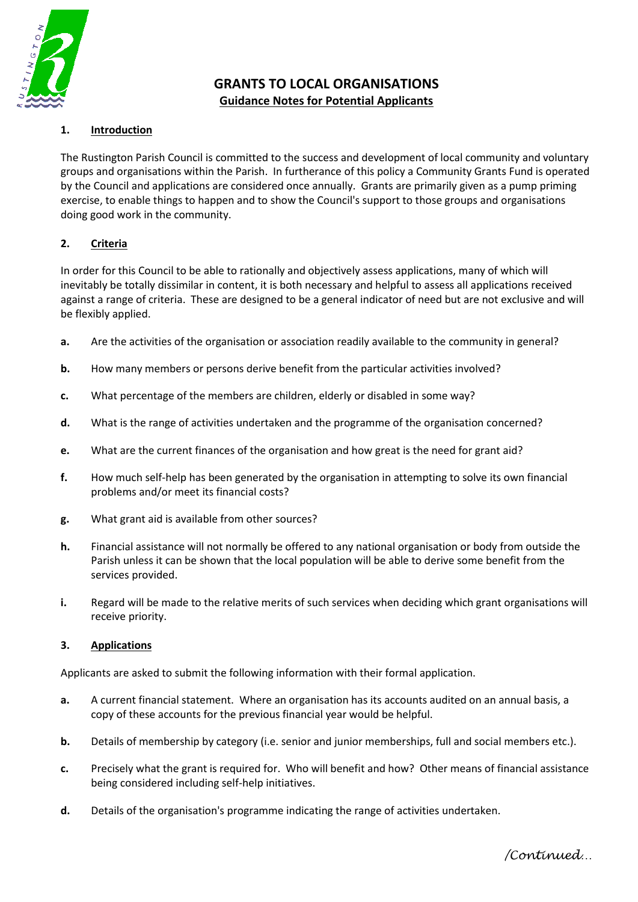# GRANTS TO LOCAL ORGANISATIONS

## Guidance Notes for Potential Applicants

### 1. Introduction

The Rustington Parish Council is committed to the success and development of local community and voluntary groups and organisations within the Parish. In furtherance of this policy a Community Grants Fund is operated by the Council and applications are considered once annually. Grants are primarily given as a pump priming exercise, to enable things to happen and to show the Council's support to those groups and organisations doing good work in the community.

### 2. Criteria

In order for this Council to be able to rationally and objectively assess applications, many of which will inevitably be totally dissimilar in content, it is both necessary and helpful to assess all applications received against a range of criteria. These are designed to be a general indicator of need but are not exclusive and will be flexibly applied.

- **a.** Are the activities of the organisation or association readily available to the community in general?
- **b.** How many members or persons derive benefit from the particular activities involved?
- **c.** What percentage of the members are children, elderly or disabled in some way?
- **d.** What is the range of activities undertaken and the programme of the organisation concerned?
- **e.** What are the current finances of the organisation and how great is the need for grant aid?
- **f.** How much self-help has been generated by the organisation in attempting to solve its own financial problems and/or meet its financial costs?
- **g.** What grant aid is available from other sources?
- **h.** Financial assistance will not normally be offered to any national organisation or body from outside the Parish unless it can be shown that the local population will be able to derive some benefit from the services provided.
- **i.** Regard will be made to the relative merits of such services when deciding which grant organisations will receive priority.

### 3. Applications

Applicants are asked to submit the following information with their formal application.

- **a.** A current financial statement. Where an organisation has its accounts audited on an annual basis, a copy of these accounts for the previous financial year would be helpful.
- **b.** Details of membership by category (i.e. senior and junior memberships, full and social members etc.).
- **c.** Precisely what the grant is required for. Who will benefit and how? Other means of financial assistance being considered including self-help initiatives.
- **d.** Details of the organisation's programme indicating the range of activities undertaken.

*/Continued…*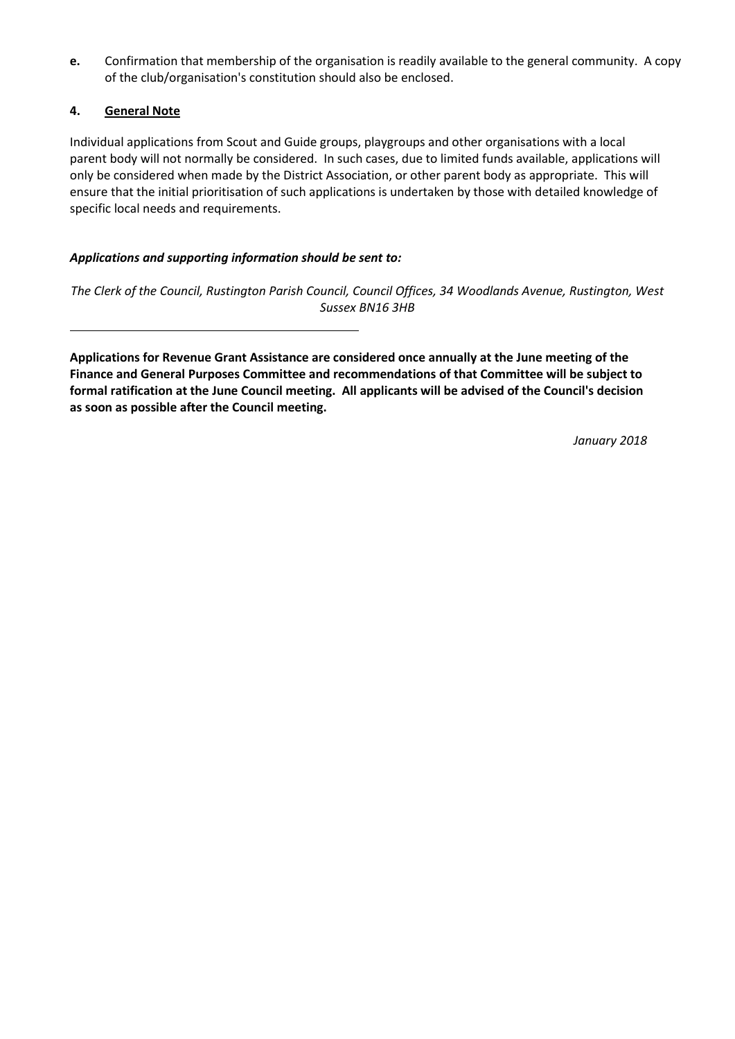**e.** Confirmation that membership of the organisation is readily available to the general community. A copy of the club/organisation's constitution should also be enclosed.

## 4. General Note

Individual applications from Scout and Guide groups, playgroups and other organisations with a local parent body will not normally be considered. In such cases, due to limited funds available, applications will only be considered when made by the District Association, or other parent body as appropriate. This will ensure that the initial prioritisation of such applications is undertaken by those with detailed knowledge of specific local needs and requirements.

***Applications and supporting information should be sent to:***

*The Clerk of the Council, Rustington Parish Council, Council Offices, 34 Woodlands Avenue, Rustington, West Sussex BN16 3HB*

---

**Applications for Revenue Grant Assistance are considered once annually at the June meeting of the Finance and General Purposes Committee and recommendations of that Committee will be subject to formal ratification at the June Council meeting. All applicants will be advised of the Council's decision as soon as possible after the Council meeting.**

*January 2018*